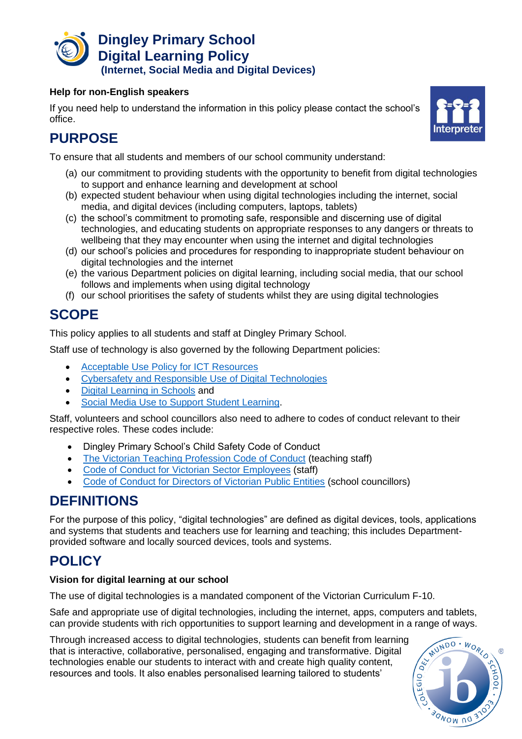# Dingley Primary School
# Digital Learning Policy
### (Internet, Social Media and Digital Devices)

**Help for non-English speakers**

If you need help to understand the information in this policy please contact the school's office.

## PURPOSE

To ensure that all students and members of our school community understand:

(a) our commitment to providing students with the opportunity to benefit from digital technologies to support and enhance learning and development at school
(b) expected student behaviour when using digital technologies including the internet, social media, and digital devices (including computers, laptops, tablets)
(c) the school's commitment to promoting safe, responsible and discerning use of digital technologies, and educating students on appropriate responses to any dangers or threats to wellbeing that they may encounter when using the internet and digital technologies
(d) our school's policies and procedures for responding to inappropriate student behaviour on digital technologies and the internet
(e) the various Department policies on digital learning, including social media, that our school follows and implements when using digital technology
(f) our school prioritises the safety of students whilst they are using digital technologies

## SCOPE

This policy applies to all students and staff at Dingley Primary School.

Staff use of technology is also governed by the following Department policies:

- Acceptable Use Policy for ICT Resources
- Cybersafety and Responsible Use of Digital Technologies
- Digital Learning in Schools and
- Social Media Use to Support Student Learning.

Staff, volunteers and school councillors also need to adhere to codes of conduct relevant to their respective roles. These codes include:

- Dingley Primary School's Child Safety Code of Conduct
- The Victorian Teaching Profession Code of Conduct (teaching staff)
- Code of Conduct for Victorian Sector Employees (staff)
- Code of Conduct for Directors of Victorian Public Entities (school councillors)

## DEFINITIONS

For the purpose of this policy, "digital technologies" are defined as digital devices, tools, applications and systems that students and teachers use for learning and teaching; this includes Department-provided software and locally sourced devices, tools and systems.

## POLICY

**Vision for digital learning at our school**

The use of digital technologies is a mandated component of the Victorian Curriculum F-10.

Safe and appropriate use of digital technologies, including the internet, apps, computers and tablets, can provide students with rich opportunities to support learning and development in a range of ways.

Through increased access to digital technologies, students can benefit from learning that is interactive, collaborative, personalised, engaging and transformative. Digital technologies enable our students to interact with and create high quality content, resources and tools. It also enables personalised learning tailored to students'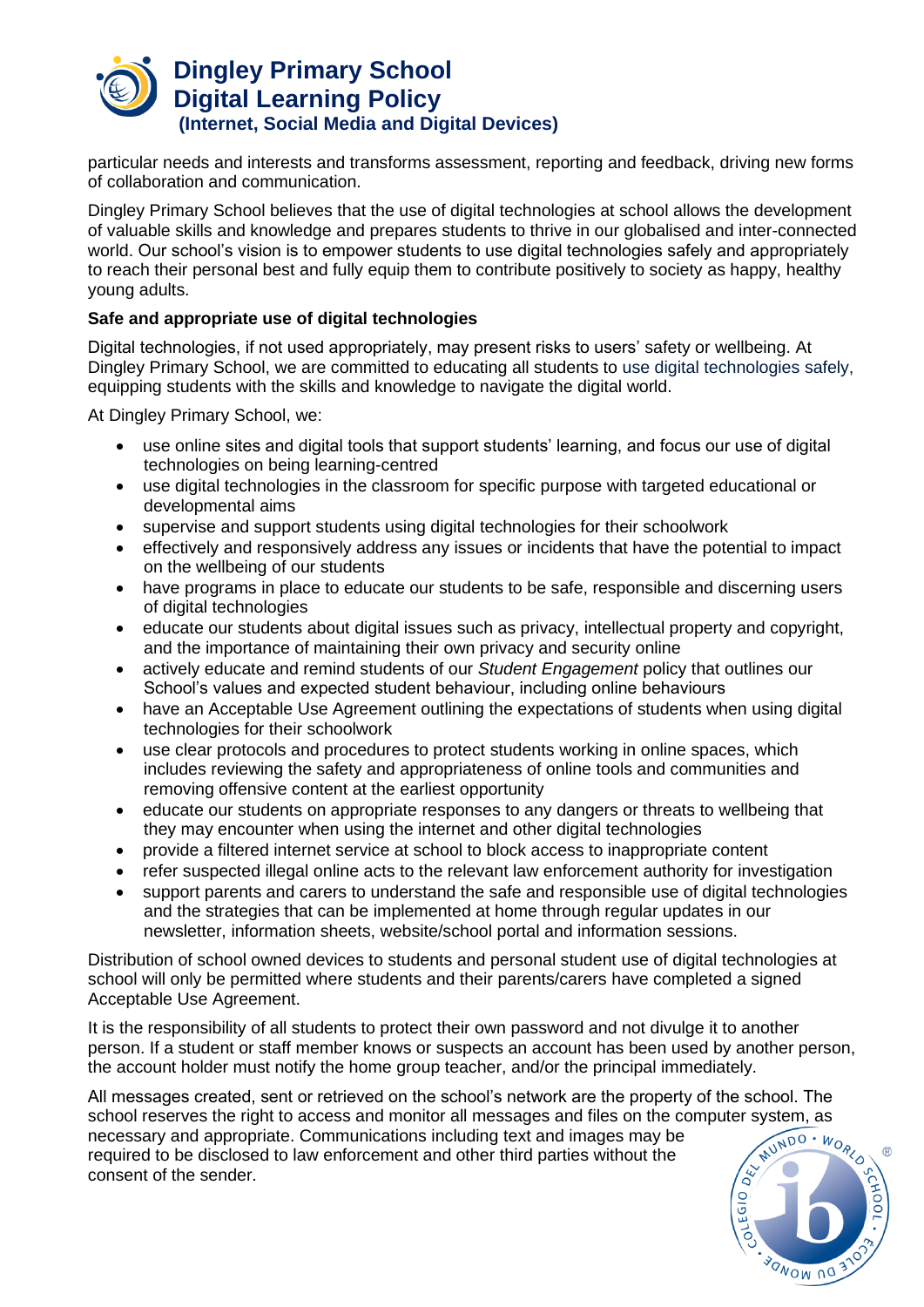particular needs and interests and transforms assessment, reporting and feedback, driving new forms of collaboration and communication.

Dingley Primary School believes that the use of digital technologies at school allows the development of valuable skills and knowledge and prepares students to thrive in our globalised and inter-connected world. Our school's vision is to empower students to use digital technologies safely and appropriately to reach their personal best and fully equip them to contribute positively to society as happy, healthy young adults.

**Safe and appropriate use of digital technologies**

Digital technologies, if not used appropriately, may present risks to users' safety or wellbeing. At Dingley Primary School, we are committed to educating all students to use digital technologies safely, equipping students with the skills and knowledge to navigate the digital world.

At Dingley Primary School, we:

- use online sites and digital tools that support students' learning, and focus our use of digital technologies on being learning-centred
- use digital technologies in the classroom for specific purpose with targeted educational or developmental aims
- supervise and support students using digital technologies for their schoolwork
- effectively and responsively address any issues or incidents that have the potential to impact on the wellbeing of our students
- have programs in place to educate our students to be safe, responsible and discerning users of digital technologies
- educate our students about digital issues such as privacy, intellectual property and copyright, and the importance of maintaining their own privacy and security online
- actively educate and remind students of our *Student Engagement* policy that outlines our School's values and expected student behaviour, including online behaviours
- have an Acceptable Use Agreement outlining the expectations of students when using digital technologies for their schoolwork
- use clear protocols and procedures to protect students working in online spaces, which includes reviewing the safety and appropriateness of online tools and communities and removing offensive content at the earliest opportunity
- educate our students on appropriate responses to any dangers or threats to wellbeing that they may encounter when using the internet and other digital technologies
- provide a filtered internet service at school to block access to inappropriate content
- refer suspected illegal online acts to the relevant law enforcement authority for investigation
- support parents and carers to understand the safe and responsible use of digital technologies and the strategies that can be implemented at home through regular updates in our newsletter, information sheets, website/school portal and information sessions.

Distribution of school owned devices to students and personal student use of digital technologies at school will only be permitted where students and their parents/carers have completed a signed Acceptable Use Agreement.

It is the responsibility of all students to protect their own password and not divulge it to another person. If a student or staff member knows or suspects an account has been used by another person, the account holder must notify the home group teacher, and/or the principal immediately.

All messages created, sent or retrieved on the school's network are the property of the school. The school reserves the right to access and monitor all messages and files on the computer system, as necessary and appropriate. Communications including text and images may be required to be disclosed to law enforcement and other third parties without the consent of the sender.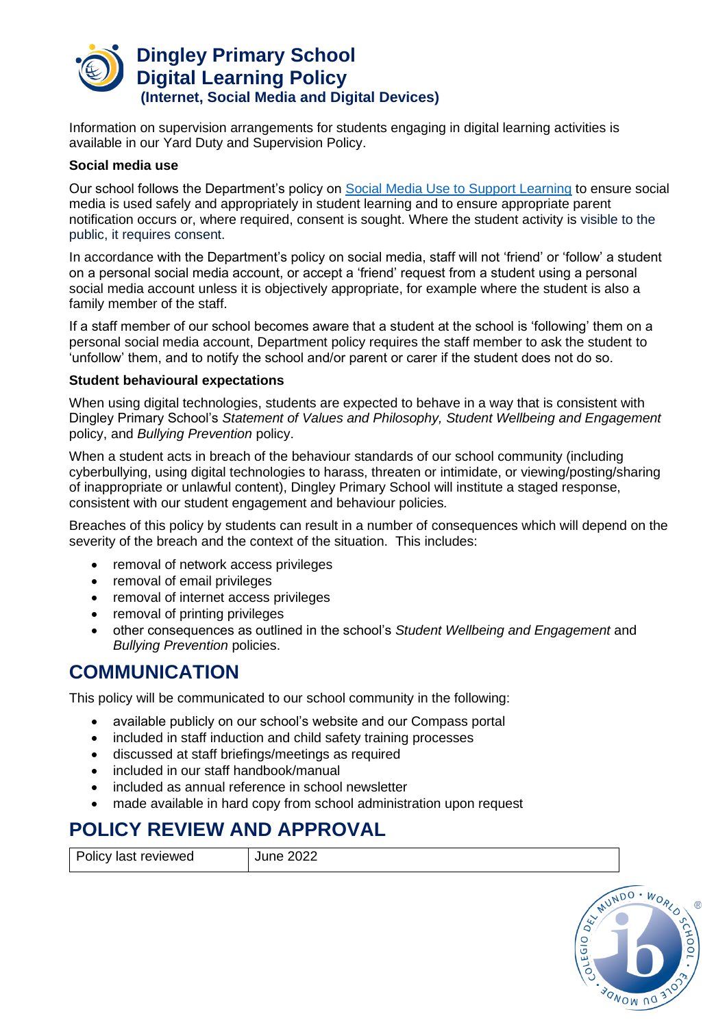Information on supervision arrangements for students engaging in digital learning activities is available in our Yard Duty and Supervision Policy.

**Social media use**

Our school follows the Department's policy on [Social Media Use to Support Learning](#) to ensure social media is used safely and appropriately in student learning and to ensure appropriate parent notification occurs or, where required, consent is sought. Where the student activity is visible to the public, it requires consent.

In accordance with the Department's policy on social media, staff will not 'friend' or 'follow' a student on a personal social media account, or accept a 'friend' request from a student using a personal social media account unless it is objectively appropriate, for example where the student is also a family member of the staff.

If a staff member of our school becomes aware that a student at the school is 'following' them on a personal social media account, Department policy requires the staff member to ask the student to 'unfollow' them, and to notify the school and/or parent or carer if the student does not do so.

**Student behavioural expectations**

When using digital technologies, students are expected to behave in a way that is consistent with Dingley Primary School's *Statement of Values and Philosophy, Student Wellbeing and Engagement* policy, and *Bullying Prevention* policy.

When a student acts in breach of the behaviour standards of our school community (including cyberbullying, using digital technologies to harass, threaten or intimidate, or viewing/posting/sharing of inappropriate or unlawful content), Dingley Primary School will institute a staged response, consistent with our student engagement and behaviour policies.

Breaches of this policy by students can result in a number of consequences which will depend on the severity of the breach and the context of the situation. This includes:

- removal of network access privileges
- removal of email privileges
- removal of internet access privileges
- removal of printing privileges
- other consequences as outlined in the school's *Student Wellbeing and Engagement* and *Bullying Prevention* policies.

## COMMUNICATION

This policy will be communicated to our school community in the following:

- available publicly on our school's website and our Compass portal
- included in staff induction and child safety training processes
- discussed at staff briefings/meetings as required
- included in our staff handbook/manual
- included as annual reference in school newsletter
- made available in hard copy from school administration upon request

## POLICY REVIEW AND APPROVAL

| Policy last reviewed | June 2022 |
| --- | --- |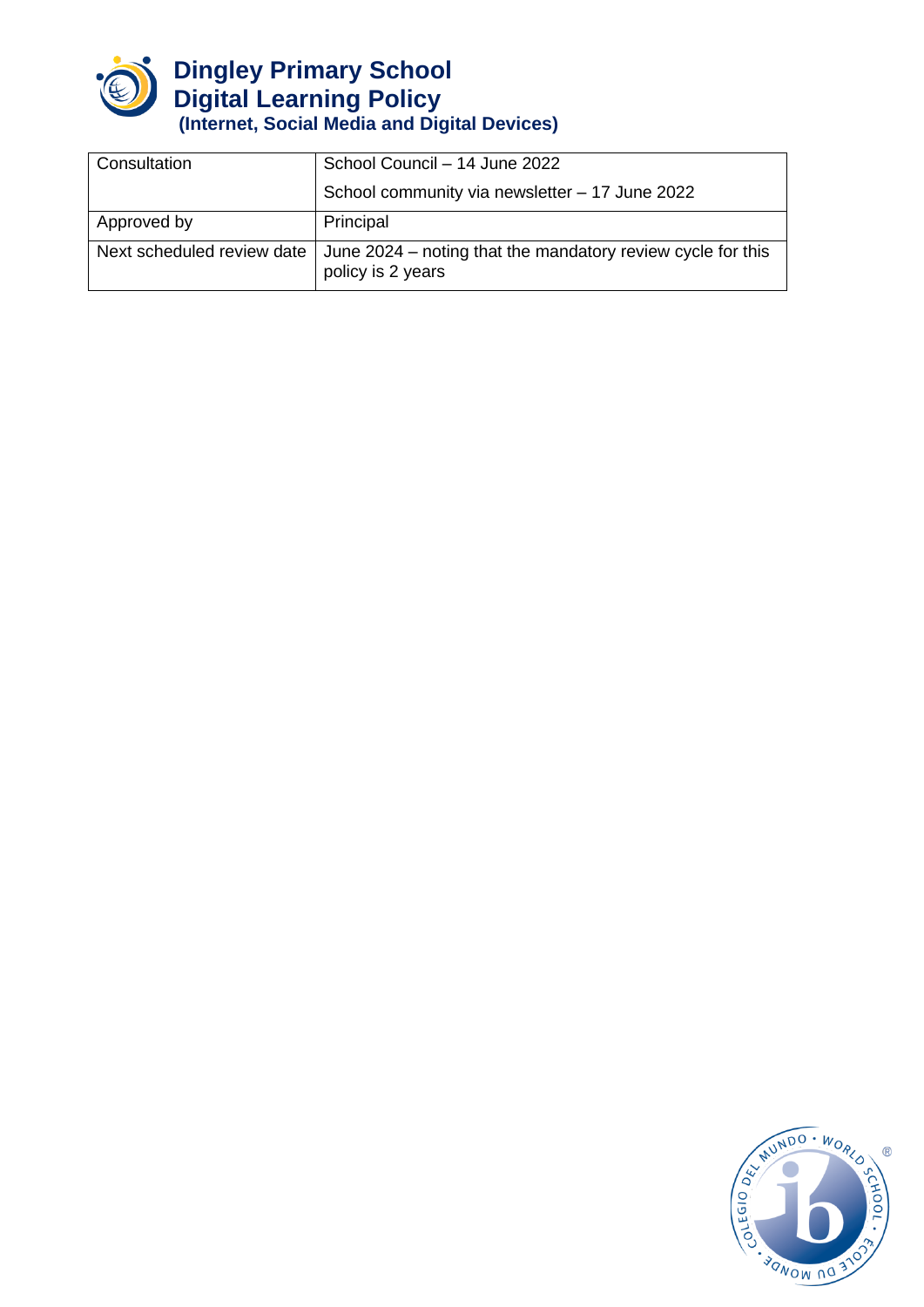# Dingley Primary School
# Digital Learning Policy
### (Internet, Social Media and Digital Devices)

| Consultation | School Council – 14 June 2022<br>School community via newsletter – 17 June 2022 |
|---|---|
| Approved by | Principal |
| Next scheduled review date | June 2024 – noting that the mandatory review cycle for this policy is 2 years |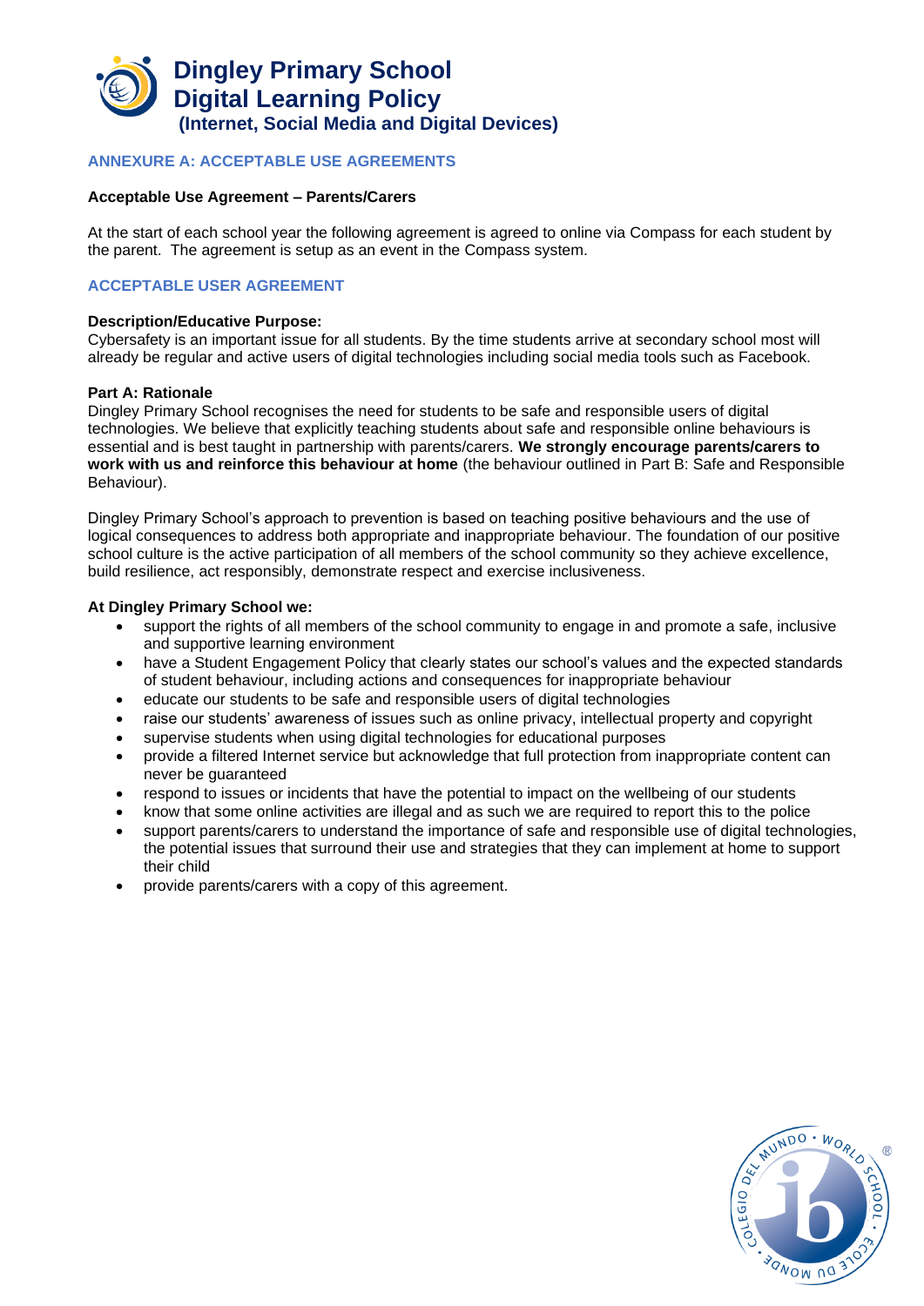# Dingley Primary School Digital Learning Policy
### (Internet, Social Media and Digital Devices)

## ANNEXURE A: ACCEPTABLE USE AGREEMENTS

**Acceptable Use Agreement – Parents/Carers**

At the start of each school year the following agreement is agreed to online via Compass for each student by the parent. The agreement is setup as an event in the Compass system.

## ACCEPTABLE USER AGREEMENT

**Description/Educative Purpose:**
Cybersafety is an important issue for all students. By the time students arrive at secondary school most will already be regular and active users of digital technologies including social media tools such as Facebook.

**Part A: Rationale**
Dingley Primary School recognises the need for students to be safe and responsible users of digital technologies. We believe that explicitly teaching students about safe and responsible online behaviours is essential and is best taught in partnership with parents/carers. **We strongly encourage parents/carers to work with us and reinforce this behaviour at home** (the behaviour outlined in Part B: Safe and Responsible Behaviour).

Dingley Primary School's approach to prevention is based on teaching positive behaviours and the use of logical consequences to address both appropriate and inappropriate behaviour. The foundation of our positive school culture is the active participation of all members of the school community so they achieve excellence, build resilience, act responsibly, demonstrate respect and exercise inclusiveness.

**At Dingley Primary School we:**

- support the rights of all members of the school community to engage in and promote a safe, inclusive and supportive learning environment
- have a Student Engagement Policy that clearly states our school's values and the expected standards of student behaviour, including actions and consequences for inappropriate behaviour
- educate our students to be safe and responsible users of digital technologies
- raise our students' awareness of issues such as online privacy, intellectual property and copyright
- supervise students when using digital technologies for educational purposes
- provide a filtered Internet service but acknowledge that full protection from inappropriate content can never be guaranteed
- respond to issues or incidents that have the potential to impact on the wellbeing of our students
- know that some online activities are illegal and as such we are required to report this to the police
- support parents/carers to understand the importance of safe and responsible use of digital technologies, the potential issues that surround their use and strategies that they can implement at home to support their child
- provide parents/carers with a copy of this agreement.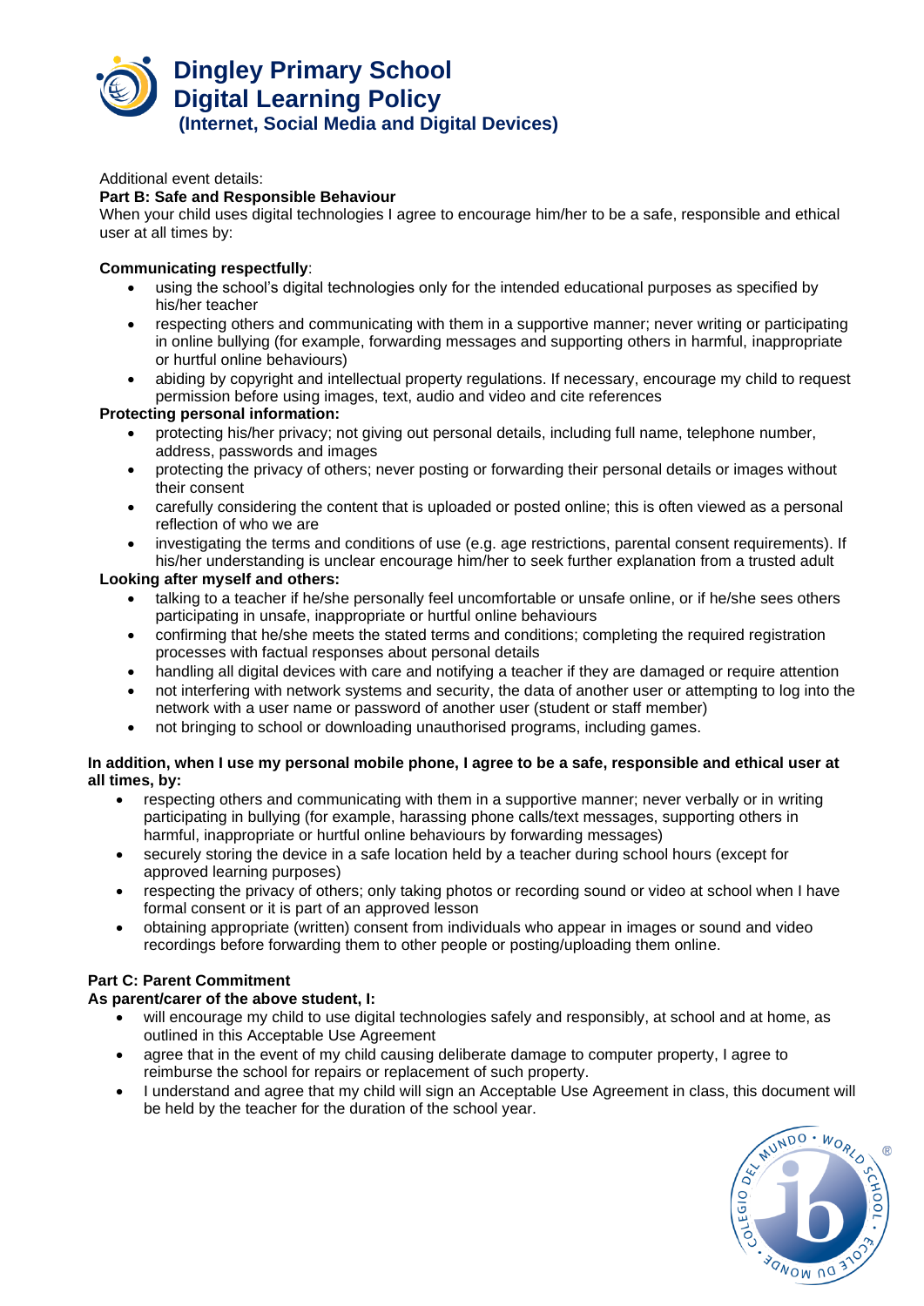# Dingley Primary School Digital Learning Policy
## (Internet, Social Media and Digital Devices)

Additional event details:

**Part B: Safe and Responsible Behaviour**

When your child uses digital technologies I agree to encourage him/her to be a safe, responsible and ethical user at all times by:

**Communicating respectfully**:

- using the school's digital technologies only for the intended educational purposes as specified by his/her teacher
- respecting others and communicating with them in a supportive manner; never writing or participating in online bullying (for example, forwarding messages and supporting others in harmful, inappropriate or hurtful online behaviours)
- abiding by copyright and intellectual property regulations. If necessary, encourage my child to request permission before using images, text, audio and video and cite references

**Protecting personal information:**

- protecting his/her privacy; not giving out personal details, including full name, telephone number, address, passwords and images
- protecting the privacy of others; never posting or forwarding their personal details or images without their consent
- carefully considering the content that is uploaded or posted online; this is often viewed as a personal reflection of who we are
- investigating the terms and conditions of use (e.g. age restrictions, parental consent requirements). If his/her understanding is unclear encourage him/her to seek further explanation from a trusted adult

**Looking after myself and others:**

- talking to a teacher if he/she personally feel uncomfortable or unsafe online, or if he/she sees others participating in unsafe, inappropriate or hurtful online behaviours
- confirming that he/she meets the stated terms and conditions; completing the required registration processes with factual responses about personal details
- handling all digital devices with care and notifying a teacher if they are damaged or require attention
- not interfering with network systems and security, the data of another user or attempting to log into the network with a user name or password of another user (student or staff member)
- not bringing to school or downloading unauthorised programs, including games.

**In addition, when I use my personal mobile phone, I agree to be a safe, responsible and ethical user at all times, by:**

- respecting others and communicating with them in a supportive manner; never verbally or in writing participating in bullying (for example, harassing phone calls/text messages, supporting others in harmful, inappropriate or hurtful online behaviours by forwarding messages)
- securely storing the device in a safe location held by a teacher during school hours (except for approved learning purposes)
- respecting the privacy of others; only taking photos or recording sound or video at school when I have formal consent or it is part of an approved lesson
- obtaining appropriate (written) consent from individuals who appear in images or sound and video recordings before forwarding them to other people or posting/uploading them online.

**Part C: Parent Commitment**

**As parent/carer of the above student, I:**

- will encourage my child to use digital technologies safely and responsibly, at school and at home, as outlined in this Acceptable Use Agreement
- agree that in the event of my child causing deliberate damage to computer property, I agree to reimburse the school for repairs or replacement of such property.
- I understand and agree that my child will sign an Acceptable Use Agreement in class, this document will be held by the teacher for the duration of the school year.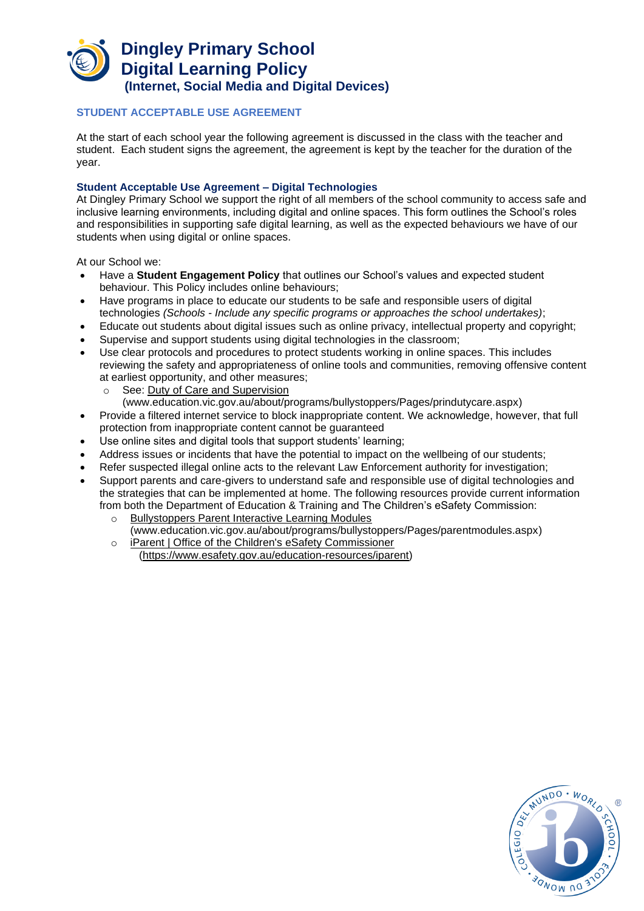# Dingley Primary School
# Digital Learning Policy
### (Internet, Social Media and Digital Devices)

## STUDENT ACCEPTABLE USE AGREEMENT

At the start of each school year the following agreement is discussed in the class with the teacher and student. Each student signs the agreement, the agreement is kept by the teacher for the duration of the year.

### Student Acceptable Use Agreement – Digital Technologies

At Dingley Primary School we support the right of all members of the school community to access safe and inclusive learning environments, including digital and online spaces. This form outlines the School's roles and responsibilities in supporting safe digital learning, as well as the expected behaviours we have of our students when using digital or online spaces.

At our School we:

- Have a **Student Engagement Policy** that outlines our School's values and expected student behaviour. This Policy includes online behaviours;
- Have programs in place to educate our students to be safe and responsible users of digital technologies *(Schools - Include any specific programs or approaches the school undertakes)*;
- Educate out students about digital issues such as online privacy, intellectual property and copyright;
- Supervise and support students using digital technologies in the classroom;
- Use clear protocols and procedures to protect students working in online spaces. This includes reviewing the safety and appropriateness of online tools and communities, removing offensive content at earliest opportunity, and other measures;
  - See: Duty of Care and Supervision (www.education.vic.gov.au/about/programs/bullystoppers/Pages/prindutycare.aspx)
- Provide a filtered internet service to block inappropriate content. We acknowledge, however, that full protection from inappropriate content cannot be guaranteed
- Use online sites and digital tools that support students' learning;
- Address issues or incidents that have the potential to impact on the wellbeing of our students;
- Refer suspected illegal online acts to the relevant Law Enforcement authority for investigation;
- Support parents and care-givers to understand safe and responsible use of digital technologies and the strategies that can be implemented at home. The following resources provide current information from both the Department of Education & Training and The Children's eSafety Commission:
  - Bullystoppers Parent Interactive Learning Modules (www.education.vic.gov.au/about/programs/bullystoppers/Pages/parentmodules.aspx)
  - iParent | Office of the Children's eSafety Commissioner (https://www.esafety.gov.au/education-resources/iparent)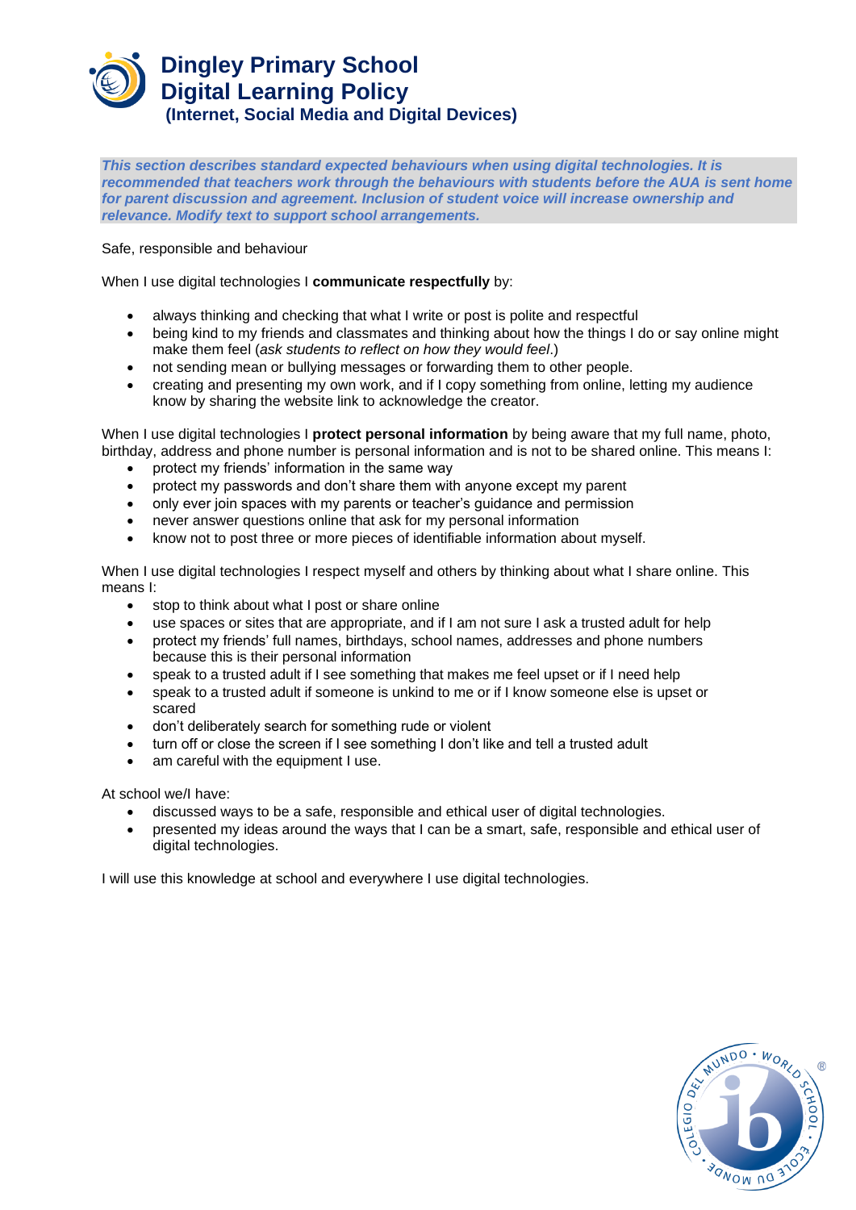# Dingley Primary School
# Digital Learning Policy
### (Internet, Social Media and Digital Devices)

***This section describes standard expected behaviours when using digital technologies. It is recommended that teachers work through the behaviours with students before the AUA is sent home for parent discussion and agreement. Inclusion of student voice will increase ownership and relevance. Modify text to support school arrangements.***

Safe, responsible and behaviour

When I use digital technologies I **communicate respectfully** by:

- always thinking and checking that what I write or post is polite and respectful
- being kind to my friends and classmates and thinking about how the things I do or say online might make them feel (*ask students to reflect on how they would feel*.)
- not sending mean or bullying messages or forwarding them to other people.
- creating and presenting my own work, and if I copy something from online, letting my audience know by sharing the website link to acknowledge the creator.

When I use digital technologies I **protect personal information** by being aware that my full name, photo, birthday, address and phone number is personal information and is not to be shared online. This means I:

- protect my friends' information in the same way
- protect my passwords and don't share them with anyone except my parent
- only ever join spaces with my parents or teacher's guidance and permission
- never answer questions online that ask for my personal information
- know not to post three or more pieces of identifiable information about myself.

When I use digital technologies I respect myself and others by thinking about what I share online. This means I:

- stop to think about what I post or share online
- use spaces or sites that are appropriate, and if I am not sure I ask a trusted adult for help
- protect my friends' full names, birthdays, school names, addresses and phone numbers because this is their personal information
- speak to a trusted adult if I see something that makes me feel upset or if I need help
- speak to a trusted adult if someone is unkind to me or if I know someone else is upset or scared
- don't deliberately search for something rude or violent
- turn off or close the screen if I see something I don't like and tell a trusted adult
- am careful with the equipment I use.

At school we/I have:

- discussed ways to be a safe, responsible and ethical user of digital technologies.
- presented my ideas around the ways that I can be a smart, safe, responsible and ethical user of digital technologies.

I will use this knowledge at school and everywhere I use digital technologies.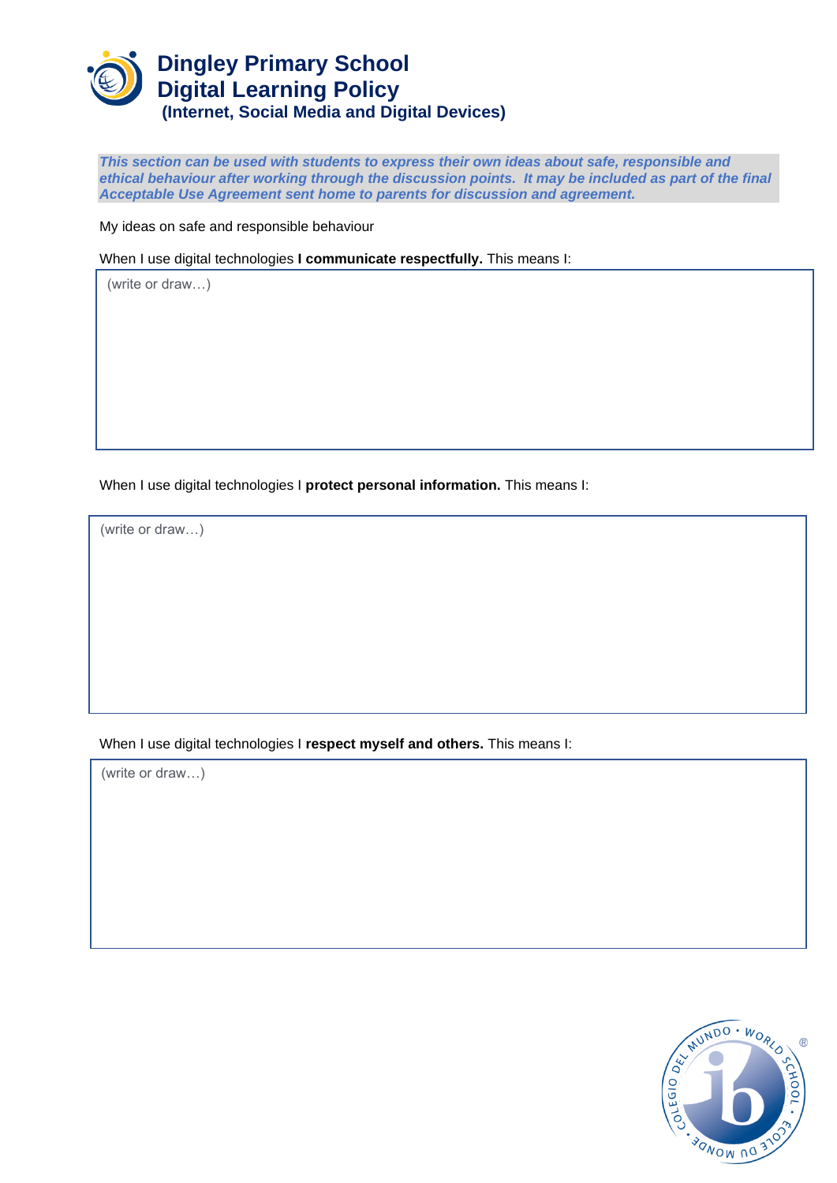# Dingley Primary School
# Digital Learning Policy
### (Internet, Social Media and Digital Devices)

***This section can be used with students to express their own ideas about safe, responsible and ethical behaviour after working through the discussion points. It may be included as part of the final Acceptable Use Agreement sent home to parents for discussion and agreement.***

My ideas on safe and responsible behaviour

When I use digital technologies **I communicate respectfully.** This means I:

(write or draw…)

When I use digital technologies I **protect personal information.** This means I:

(write or draw…)

When I use digital technologies I **respect myself and others.** This means I:

(write or draw…)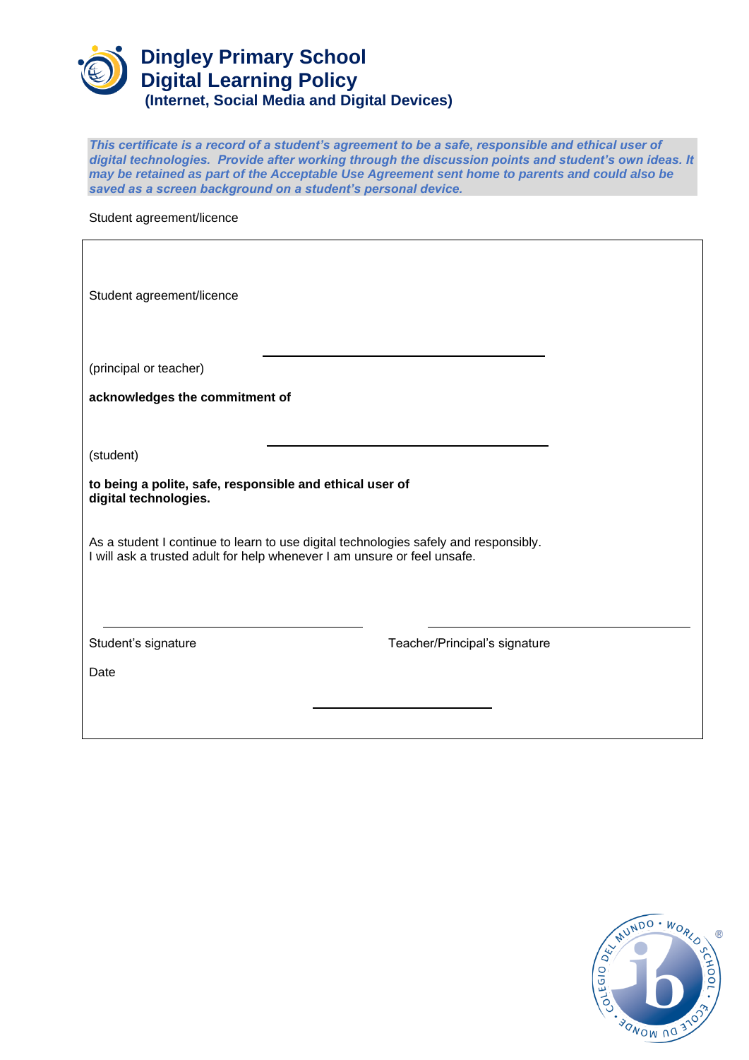# Dingley Primary School
# Digital Learning Policy
## (Internet, Social Media and Digital Devices)

***This certificate is a record of a student's agreement to be a safe, responsible and ethical user of digital technologies. Provide after working through the discussion points and student's own ideas. It may be retained as part of the Acceptable Use Agreement sent home to parents and could also be saved as a screen background on a student's personal device.***

Student agreement/licence

Student agreement/licence

(principal or teacher) \_\_\_\_\_\_\_\_\_\_\_\_\_\_\_\_\_\_\_\_\_\_\_\_\_\_\_\_\_\_\_\_

**acknowledges the commitment of**

(student) \_\_\_\_\_\_\_\_\_\_\_\_\_\_\_\_\_\_\_\_\_\_\_\_\_\_\_\_\_\_\_\_

**to being a polite, safe, responsible and ethical user of digital technologies.**

As a student I continue to learn to use digital technologies safely and responsibly.
I will ask a trusted adult for help whenever I am unsure or feel unsafe.

\_\_\_\_\_\_\_\_\_\_\_\_\_\_\_\_\_\_\_\_\_\_\_\_\_\_\_\_\_\_ \_\_\_\_\_\_\_\_\_\_\_\_\_\_\_\_\_\_\_\_\_\_\_\_\_\_\_\_\_\_

Student's signature Teacher/Principal's signature

Date

\_\_\_\_\_\_\_\_\_\_\_\_\_\_\_\_\_\_\_\_\_\_